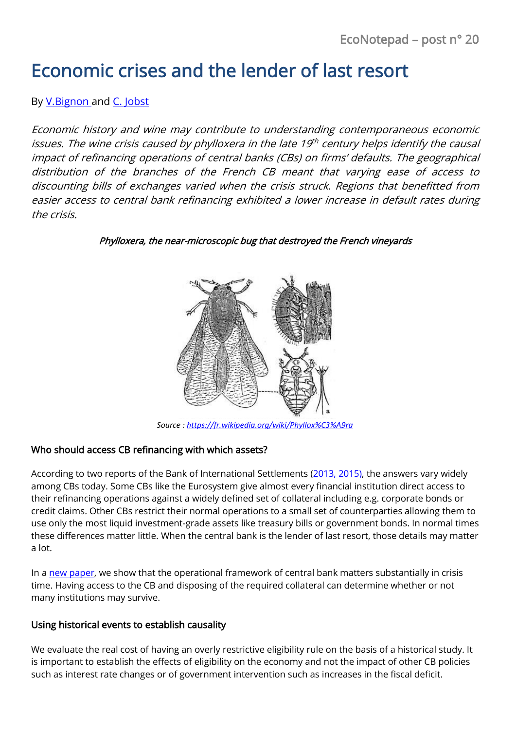# Economic crises and the lender of last resort

By V.Bignon and C. Jobst

*Economic history and wine may contribute to understanding contemporaneous economic issues. The wine crisis caused by phylloxera in the late 19th century helps identify the causal impact of refinancing operations of central banks (CBs) on firms' defaults. The geographical distribution of the branches of the French CB meant that varying ease of access to discounting bills of exchanges varied when the crisis struck. Regions that benefitted from easier access to central bank refinancing exhibited a lower increase in default rates during the crisis.*

*Phylloxera, the near-microscopic bug that destroyed the French vineyards*

*Source : https://fr.wikipedia.org/wiki/Phyllox%C3%A9ra*

### Who should access CB refinancing with which assets?

According to two reports of the Bank of International Settlements (2013, 2015), the answers vary widely among CBs today. Some CBs like the Eurosystem give almost every financial institution direct access to their refinancing operations against a widely defined set of collateral including e.g. corporate bonds or credit claims. Other CBs restrict their normal operations to a small set of counterparties allowing them to use only the most liquid investment-grade assets like treasury bills or government bonds. In normal times these differences matter little. When the central bank is the lender of last resort, those details may matter a lot.

In a new paper, we show that the operational framework of central bank matters substantially in crisis time. Having access to the CB and disposing of the required collateral can determine whether or not many institutions may survive.

### Using historical events to establish causality

We evaluate the real cost of having an overly restrictive eligibility rule on the basis of a historical study. It is important to establish the effects of eligibility on the economy and not the impact of other CB policies such as interest rate changes or of government intervention such as increases in the fiscal deficit.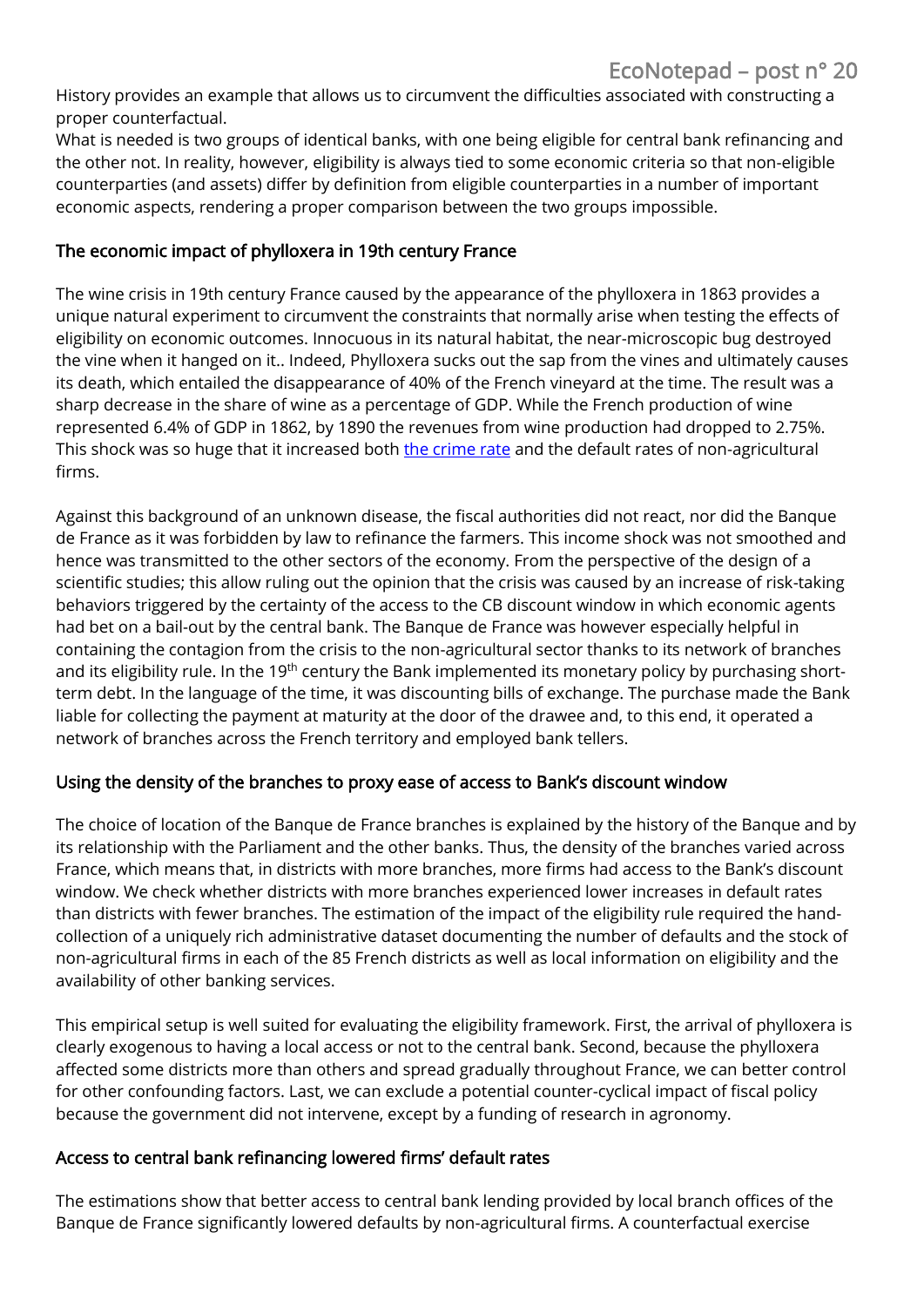History provides an example that allows us to circumvent the difficulties associated with constructing a proper counterfactual.

What is needed is two groups of identical banks, with one being eligible for central bank refinancing and the other not. In reality, however, eligibility is always tied to some economic criteria so that non-eligible counterparties (and assets) differ by definition from eligible counterparties in a number of important economic aspects, rendering a proper comparison between the two groups impossible.

## The economic impact of phylloxera in 19th century France

The wine crisis in 19th century France caused by the appearance of the phylloxera in 1863 provides a unique natural experiment to circumvent the constraints that normally arise when testing the effects of eligibility on economic outcomes. Innocuous in its natural habitat, the near-microscopic bug destroyed the vine when it hanged on it.. Indeed, Phylloxera sucks out the sap from the vines and ultimately causes its death, which entailed the disappearance of 40% of the French vineyard at the time. The result was a sharp decrease in the share of wine as a percentage of GDP. While the French production of wine represented 6.4% of GDP in 1862, by 1890 the revenues from wine production had dropped to 2.75%. This shock was so huge that it increased both the crime rate and the default rates of non-agricultural firms.

Against this background of an unknown disease, the fiscal authorities did not react, nor did the Banque de France as it was forbidden by law to refinance the farmers. This income shock was not smoothed and hence was transmitted to the other sectors of the economy. From the perspective of the design of a scientific studies; this allow ruling out the opinion that the crisis was caused by an increase of risk-taking behaviors triggered by the certainty of the access to the CB discount window in which economic agents had bet on a bail-out by the central bank. The Banque de France was however especially helpful in containing the contagion from the crisis to the non-agricultural sector thanks to its network of branches and its eligibility rule. In the 19th century the Bank implemented its monetary policy by purchasing short-term debt. In the language of the time, it was discounting bills of exchange. The purchase made the Bank liable for collecting the payment at maturity at the door of the drawee and, to this end, it operated a network of branches across the French territory and employed bank tellers.

## Using the density of the branches to proxy ease of access to Bank's discount window

The choice of location of the Banque de France branches is explained by the history of the Banque and by its relationship with the Parliament and the other banks. Thus, the density of the branches varied across France, which means that, in districts with more branches, more firms had access to the Bank's discount window. We check whether districts with more branches experienced lower increases in default rates than districts with fewer branches. The estimation of the impact of the eligibility rule required the hand-collection of a uniquely rich administrative dataset documenting the number of defaults and the stock of non-agricultural firms in each of the 85 French districts as well as local information on eligibility and the availability of other banking services.

This empirical setup is well suited for evaluating the eligibility framework. First, the arrival of phylloxera is clearly exogenous to having a local access or not to the central bank. Second, because the phylloxera affected some districts more than others and spread gradually throughout France, we can better control for other confounding factors. Last, we can exclude a potential counter-cyclical impact of fiscal policy because the government did not intervene, except by a funding of research in agronomy.

## Access to central bank refinancing lowered firms' default rates

The estimations show that better access to central bank lending provided by local branch offices of the Banque de France significantly lowered defaults by non-agricultural firms. A counterfactual exercise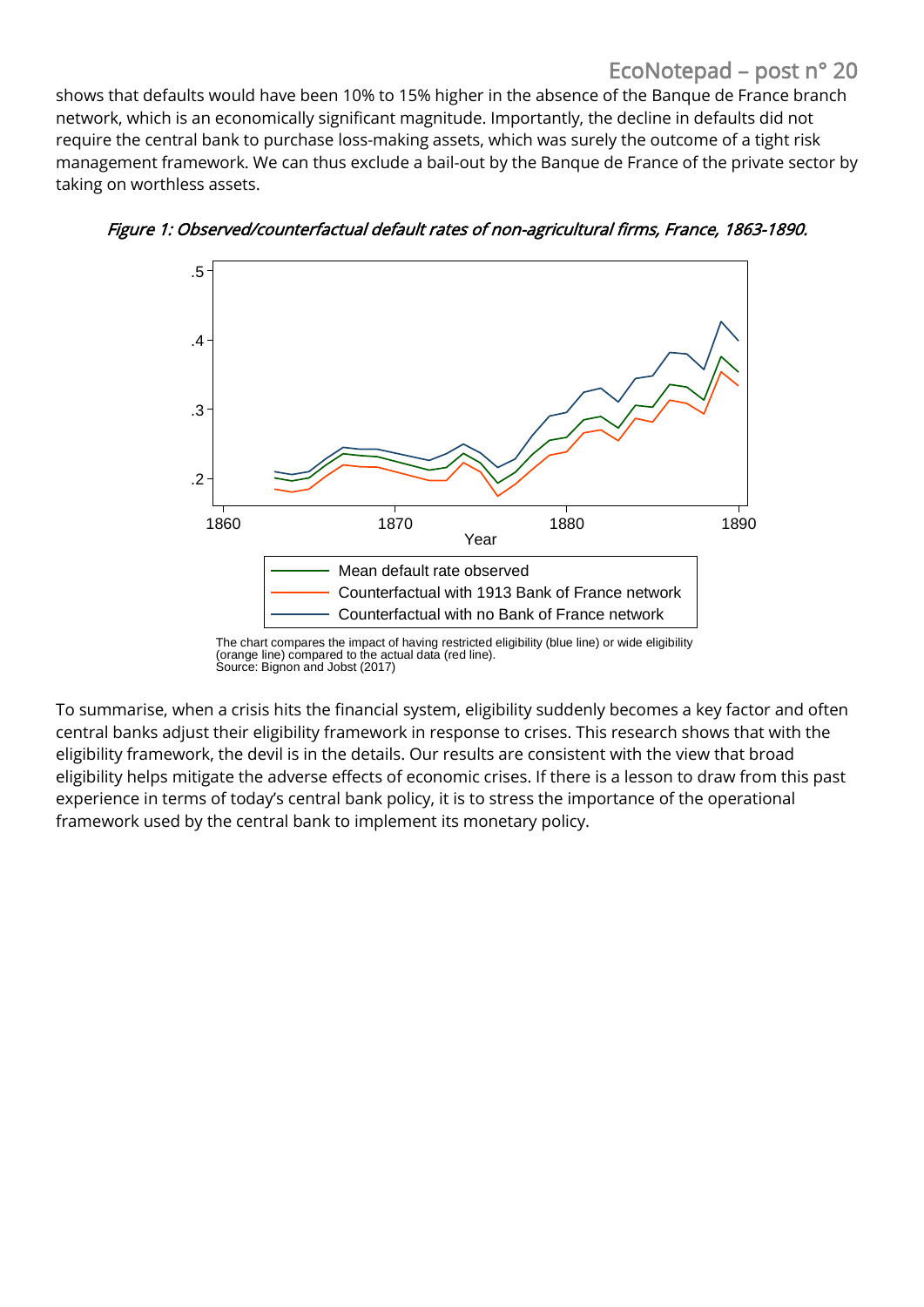shows that defaults would have been 10% to 15% higher in the absence of the Banque de France branch network, which is an economically significant magnitude. Importantly, the decline in defaults did not require the central bank to purchase loss-making assets, which was surely the outcome of a tight risk management framework. We can thus exclude a bail-out by the Banque de France of the private sector by taking on worthless assets.

*Figure 1: Observed/counterfactual default rates of non-agricultural firms, France, 1863-1890.*

.5
.4
.3
.2

1860
1870
1880
1890

Year

Mean default rate observed
Counterfactual with 1913 Bank of France network
Counterfactual with no Bank of France network

The chart compares the impact of having restricted eligibility (blue line) or wide eligibility (orange line) compared to the actual data (red line).
Source: Bignon and Jobst (2017)

To summarise, when a crisis hits the financial system, eligibility suddenly becomes a key factor and often central banks adjust their eligibility framework in response to crises. This research shows that with the eligibility framework, the devil is in the details. Our results are consistent with the view that broad eligibility helps mitigate the adverse effects of economic crises. If there is a lesson to draw from this past experience in terms of today's central bank policy, it is to stress the importance of the operational framework used by the central bank to implement its monetary policy.